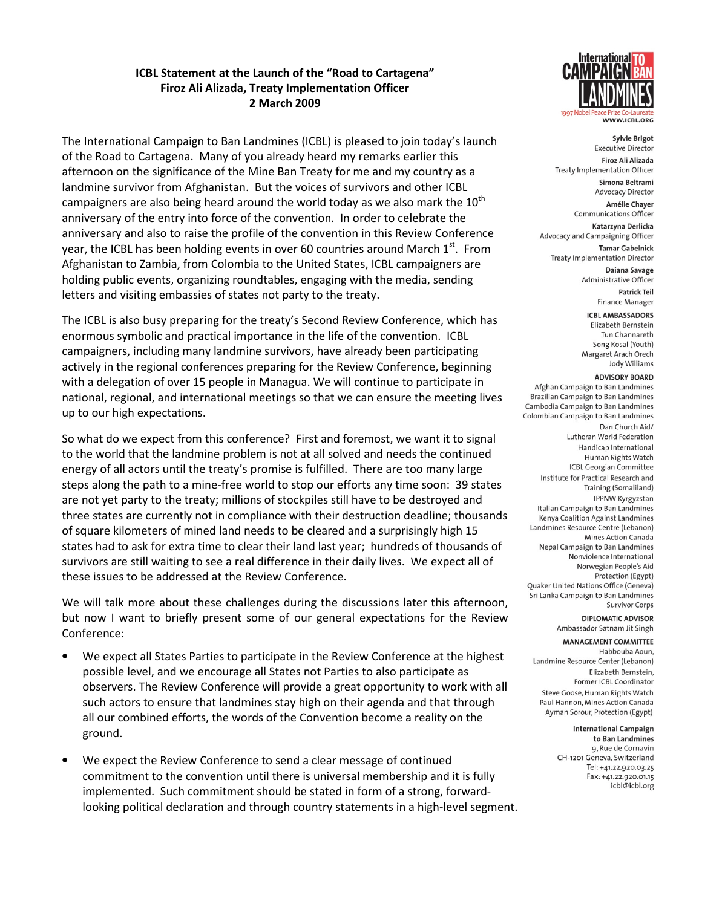**ICBL Statement at the Launch of the "Road to Cartagena"**
**Firoz Ali Alizada, Treaty Implementation Officer**
**2 March 2009**

**International Campaign to Ban Landmines**
1997 Nobel Peace Prize Co-Laureate
WWW.ICBL.ORG

**Sylvie Brigot**
Executive Director
**Firoz Ali Alizada**
Treaty Implementation Officer
**Simona Beltrami**
Advocacy Director
**Amélie Chayer**
Communications Officer
**Katarzyna Derlicka**
Advocacy and Campaigning Officer
**Tamar Gabelnick**
Treaty Implementation Director
**Daiana Savage**
Administrative Officer
**Patrick Teil**
Finance Manager

**ICBL AMBASSADORS**
Elizabeth Bernstein
Tun Channareth
Song Kosal (Youth)
Margaret Arach Orech
Jody Williams

**ADVISORY BOARD**
Afghan Campaign to Ban Landmines
Brazilian Campaign to Ban Landmines
Cambodia Campaign to Ban Landmines
Colombian Campaign to Ban Landmines
Dan Church Aid/
Lutheran World Federation
Handicap International
Human Rights Watch
ICBL Georgian Committee
Institute for Practical Research and Training (Somaliland)
IPPNW Kyrgyzstan
Italian Campaign to Ban Landmines
Kenya Coalition Against Landmines
Landmines Resource Centre (Lebanon)
Mines Action Canada
Nepal Campaign to Ban Landmines
Nonviolence International
Norwegian People's Aid
Protection (Egypt)
Quaker United Nations Office (Geneva)
Sri Lanka Campaign to Ban Landmines
Survivor Corps

**DIPLOMATIC ADVISOR**
Ambassador Satnam Jit Singh

**MANAGEMENT COMMITTEE**
Habbouba Aoun,
Landmine Resource Center (Lebanon)
Elizabeth Bernstein,
Former ICBL Coordinator
Steve Goose, Human Rights Watch
Paul Hannon, Mines Action Canada
Ayman Sorour, Protection (Egypt)

**International Campaign to Ban Landmines**
9, Rue de Cornavin
CH-1201 Geneva, Switzerland
Tel: +41.22.920.03.25
Fax: +41.22.920.01.15
icbl@icbl.org

The International Campaign to Ban Landmines (ICBL) is pleased to join today's launch of the Road to Cartagena. Many of you already heard my remarks earlier this afternoon on the significance of the Mine Ban Treaty for me and my country as a landmine survivor from Afghanistan. But the voices of survivors and other ICBL campaigners are also being heard around the world today as we also mark the 10th anniversary of the entry into force of the convention. In order to celebrate the anniversary and also to raise the profile of the convention in this Review Conference year, the ICBL has been holding events in over 60 countries around March 1st. From Afghanistan to Zambia, from Colombia to the United States, ICBL campaigners are holding public events, organizing roundtables, engaging with the media, sending letters and visiting embassies of states not party to the treaty.

The ICBL is also busy preparing for the treaty's Second Review Conference, which has enormous symbolic and practical importance in the life of the convention. ICBL campaigners, including many landmine survivors, have already been participating actively in the regional conferences preparing for the Review Conference, beginning with a delegation of over 15 people in Managua. We will continue to participate in national, regional, and international meetings so that we can ensure the meeting lives up to our high expectations.

So what do we expect from this conference? First and foremost, we want it to signal to the world that the landmine problem is not at all solved and needs the continued energy of all actors until the treaty's promise is fulfilled. There are too many large steps along the path to a mine-free world to stop our efforts any time soon: 39 states are not yet party to the treaty; millions of stockpiles still have to be destroyed and three states are currently not in compliance with their destruction deadline; thousands of square kilometers of mined land needs to be cleared and a surprisingly high 15 states had to ask for extra time to clear their land last year; hundreds of thousands of survivors are still waiting to see a real difference in their daily lives. We expect all of these issues to be addressed at the Review Conference.

We will talk more about these challenges during the discussions later this afternoon, but now I want to briefly present some of our general expectations for the Review Conference:

- We expect all States Parties to participate in the Review Conference at the highest possible level, and we encourage all States not Parties to also participate as observers. The Review Conference will provide a great opportunity to work with all such actors to ensure that landmines stay high on their agenda and that through all our combined efforts, the words of the Convention become a reality on the ground.

- We expect the Review Conference to send a clear message of continued commitment to the convention until there is universal membership and it is fully implemented. Such commitment should be stated in form of a strong, forward-looking political declaration and through country statements in a high-level segment.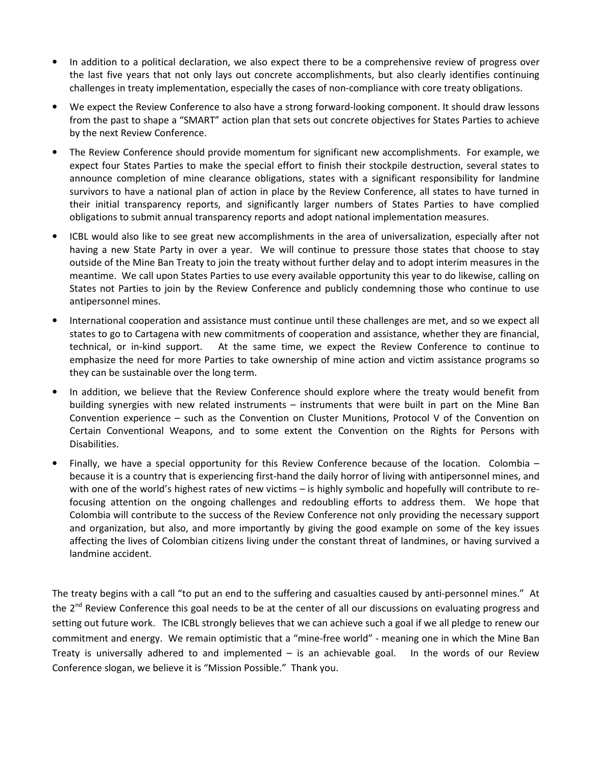- In addition to a political declaration, we also expect there to be a comprehensive review of progress over the last five years that not only lays out concrete accomplishments, but also clearly identifies continuing challenges in treaty implementation, especially the cases of non-compliance with core treaty obligations.
- We expect the Review Conference to also have a strong forward-looking component. It should draw lessons from the past to shape a "SMART" action plan that sets out concrete objectives for States Parties to achieve by the next Review Conference.
- The Review Conference should provide momentum for significant new accomplishments. For example, we expect four States Parties to make the special effort to finish their stockpile destruction, several states to announce completion of mine clearance obligations, states with a significant responsibility for landmine survivors to have a national plan of action in place by the Review Conference, all states to have turned in their initial transparency reports, and significantly larger numbers of States Parties to have complied obligations to submit annual transparency reports and adopt national implementation measures.
- ICBL would also like to see great new accomplishments in the area of universalization, especially after not having a new State Party in over a year. We will continue to pressure those states that choose to stay outside of the Mine Ban Treaty to join the treaty without further delay and to adopt interim measures in the meantime. We call upon States Parties to use every available opportunity this year to do likewise, calling on States not Parties to join by the Review Conference and publicly condemning those who continue to use antipersonnel mines.
- International cooperation and assistance must continue until these challenges are met, and so we expect all states to go to Cartagena with new commitments of cooperation and assistance, whether they are financial, technical, or in-kind support. At the same time, we expect the Review Conference to continue to emphasize the need for more Parties to take ownership of mine action and victim assistance programs so they can be sustainable over the long term.
- In addition, we believe that the Review Conference should explore where the treaty would benefit from building synergies with new related instruments – instruments that were built in part on the Mine Ban Convention experience – such as the Convention on Cluster Munitions, Protocol V of the Convention on Certain Conventional Weapons, and to some extent the Convention on the Rights for Persons with Disabilities.
- Finally, we have a special opportunity for this Review Conference because of the location. Colombia – because it is a country that is experiencing first-hand the daily horror of living with antipersonnel mines, and with one of the world's highest rates of new victims – is highly symbolic and hopefully will contribute to re-focusing attention on the ongoing challenges and redoubling efforts to address them. We hope that Colombia will contribute to the success of the Review Conference not only providing the necessary support and organization, but also, and more importantly by giving the good example on some of the key issues affecting the lives of Colombian citizens living under the constant threat of landmines, or having survived a landmine accident.

The treaty begins with a call "to put an end to the suffering and casualties caused by anti-personnel mines." At the 2nd Review Conference this goal needs to be at the center of all our discussions on evaluating progress and setting out future work. The ICBL strongly believes that we can achieve such a goal if we all pledge to renew our commitment and energy. We remain optimistic that a "mine-free world" - meaning one in which the Mine Ban Treaty is universally adhered to and implemented – is an achievable goal. In the words of our Review Conference slogan, we believe it is "Mission Possible." Thank you.